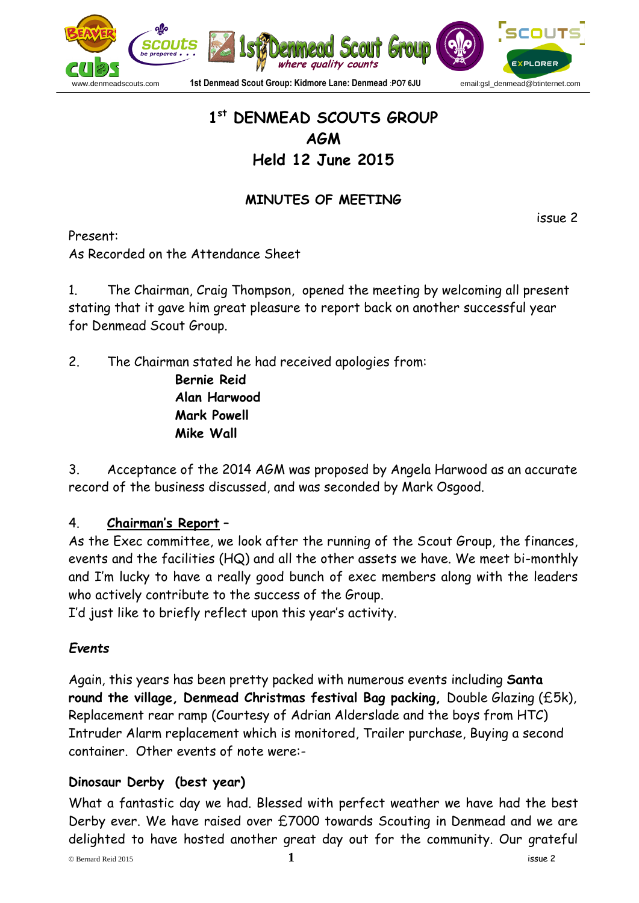# 1st DENMEAD SCOUTS GROUP
# AGM
# Held 12 June 2015

## MINUTES OF MEETING

issue 2

Present:
As Recorded on the Attendance Sheet

1. The Chairman, Craig Thompson, opened the meeting by welcoming all present stating that it gave him great pleasure to report back on another successful year for Denmead Scout Group.

2. The Chairman stated he had received apologies from:

   **Bernie Reid**
   **Alan Harwood**
   **Mark Powell**
   **Mike Wall**

3. Acceptance of the 2014 AGM was proposed by Angela Harwood as an accurate record of the business discussed, and was seconded by Mark Osgood.

4. **Chairman's Report** –

As the Exec committee, we look after the running of the Scout Group, the finances, events and the facilities (HQ) and all the other assets we have. We meet bi-monthly and I'm lucky to have a really good bunch of exec members along with the leaders who actively contribute to the success of the Group.
I'd just like to briefly reflect upon this year's activity.

### *Events*

Again, this years has been pretty packed with numerous events including **Santa round the village, Denmead Christmas festival Bag packing,** Double Glazing (£5k), Replacement rear ramp (Courtesy of Adrian Alderslade and the boys from HTC) Intruder Alarm replacement which is monitored, Trailer purchase, Buying a second container. Other events of note were:-

**Dinosaur Derby (best year)**

What a fantastic day we had. Blessed with perfect weather we have had the best Derby ever. We have raised over £7000 towards Scouting in Denmead and we are delighted to have hosted another great day out for the community. Our grateful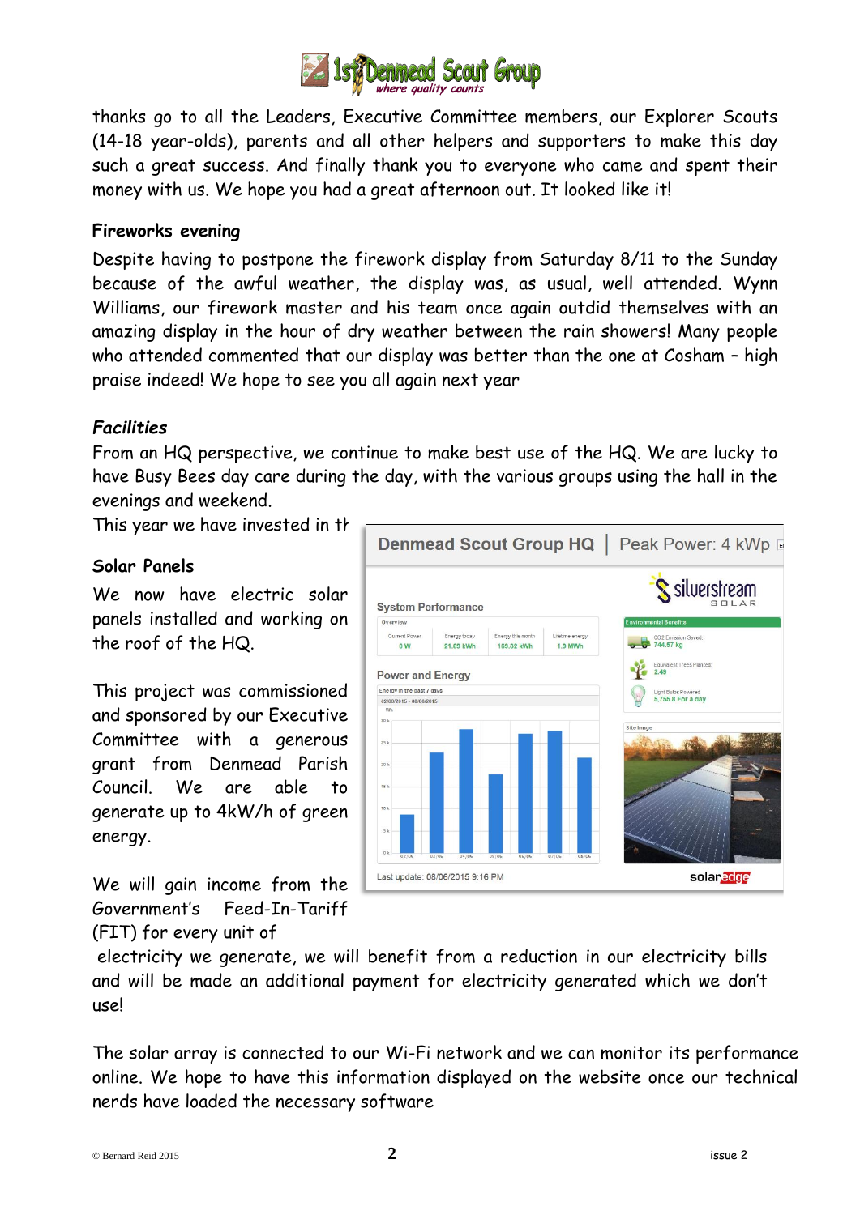thanks go to all the Leaders, Executive Committee members, our Explorer Scouts (14-18 year-olds), parents and all other helpers and supporters to make this day such a great success. And finally thank you to everyone who came and spent their money with us. We hope you had a great afternoon out. It looked like it!

**Fireworks evening**

Despite having to postpone the firework display from Saturday 8/11 to the Sunday because of the awful weather, the display was, as usual, well attended. Wynn Williams, our firework master and his team once again outdid themselves with an amazing display in the hour of dry weather between the rain showers! Many people who attended commented that our display was better than the one at Cosham – high praise indeed! We hope to see you all again next year

***Facilities***

From an HQ perspective, we continue to make best use of the HQ. We are lucky to have Busy Bees day care during the day, with the various groups using the hall in the evenings and weekend.

This year we have invested in th

**Solar Panels**

We now have electric solar panels installed and working on the roof of the HQ.

This project was commissioned and sponsored by our Executive Committee with a generous grant from Denmead Parish Council. We are able to generate up to 4kW/h of green energy.

We will gain income from the Government's Feed-In-Tariff (FIT) for every unit of electricity we generate, we will benefit from a reduction in our electricity bills and will be made an additional payment for electricity generated which we don't use!

The solar array is connected to our Wi-Fi network and we can monitor its performance online. We hope to have this information displayed on the website once our technical nerds have loaded the necessary software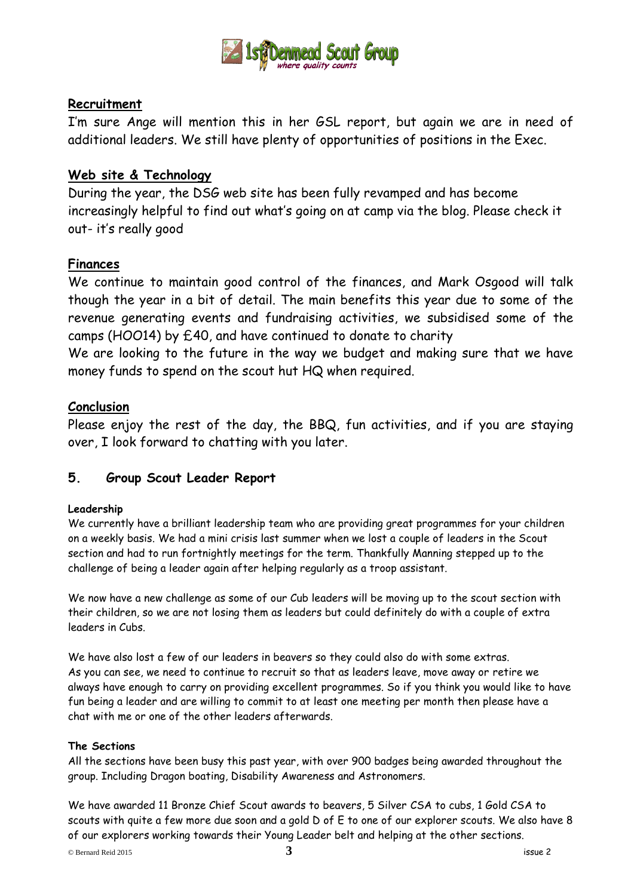## Recruitment

I'm sure Ange will mention this in her GSL report, but again we are in need of additional leaders. We still have plenty of opportunities of positions in the Exec.

## Web site & Technology

During the year, the DSG web site has been fully revamped and has become increasingly helpful to find out what's going on at camp via the blog. Please check it out- it's really good

## Finances

We continue to maintain good control of the finances, and Mark Osgood will talk though the year in a bit of detail. The main benefits this year due to some of the revenue generating events and fundraising activities, we subsidised some of the camps (HOO14) by £40, and have continued to donate to charity

We are looking to the future in the way we budget and making sure that we have money funds to spend on the scout hut HQ when required.

## Conclusion

Please enjoy the rest of the day, the BBQ, fun activities, and if you are staying over, I look forward to chatting with you later.

## 5. Group Scout Leader Report

**Leadership**

We currently have a brilliant leadership team who are providing great programmes for your children on a weekly basis. We had a mini crisis last summer when we lost a couple of leaders in the Scout section and had to run fortnightly meetings for the term. Thankfully Manning stepped up to the challenge of being a leader again after helping regularly as a troop assistant.

We now have a new challenge as some of our Cub leaders will be moving up to the scout section with their children, so we are not losing them as leaders but could definitely do with a couple of extra leaders in Cubs.

We have also lost a few of our leaders in beavers so they could also do with some extras.
As you can see, we need to continue to recruit so that as leaders leave, move away or retire we always have enough to carry on providing excellent programmes. So if you think you would like to have fun being a leader and are willing to commit to at least one meeting per month then please have a chat with me or one of the other leaders afterwards.

**The Sections**

All the sections have been busy this past year, with over 900 badges being awarded throughout the group. Including Dragon boating, Disability Awareness and Astronomers.

We have awarded 11 Bronze Chief Scout awards to beavers, 5 Silver CSA to cubs, 1 Gold CSA to scouts with quite a few more due soon and a gold D of E to one of our explorer scouts. We also have 8 of our explorers working towards their Young Leader belt and helping at the other sections.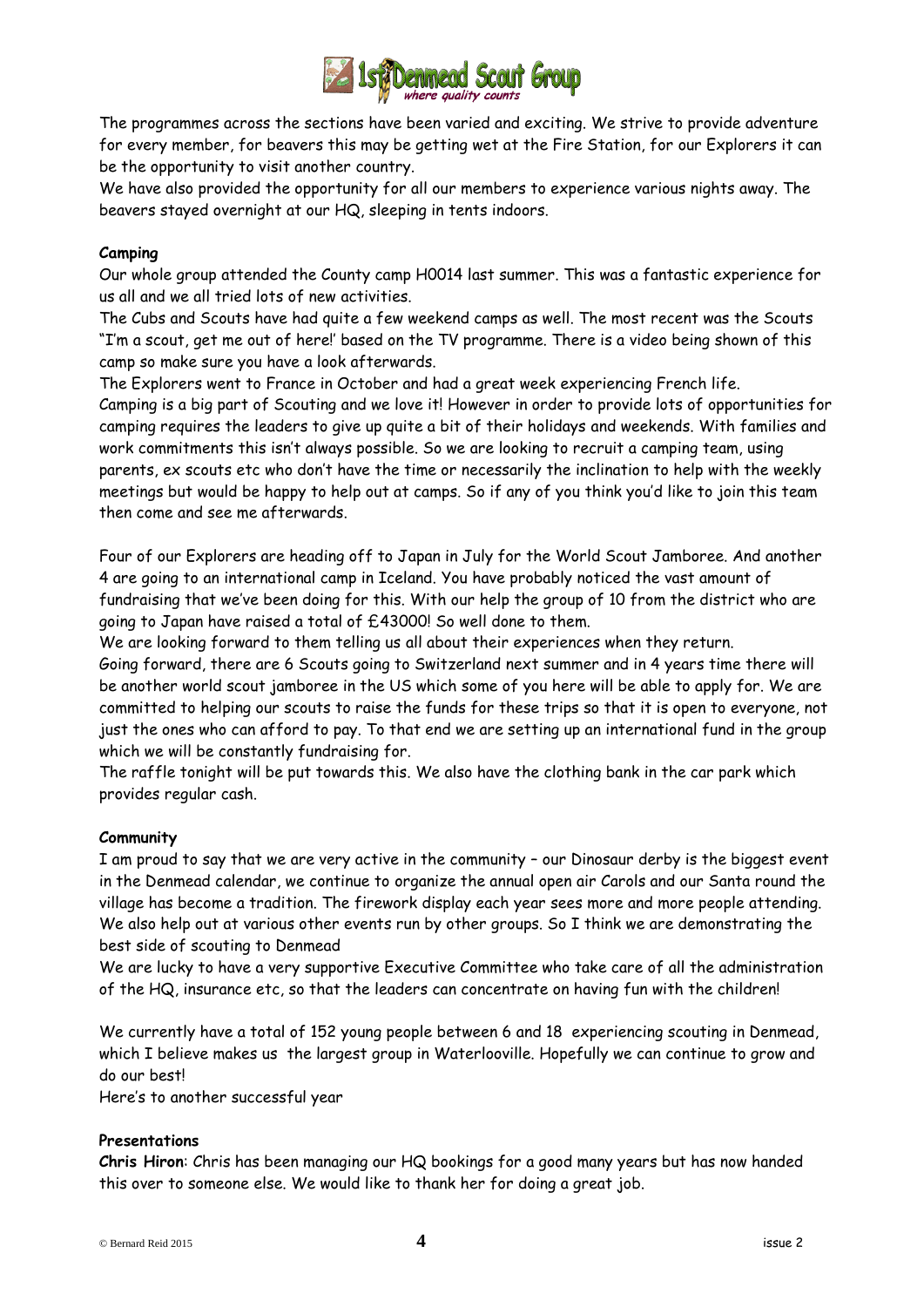The programmes across the sections have been varied and exciting. We strive to provide adventure for every member, for beavers this may be getting wet at the Fire Station, for our Explorers it can be the opportunity to visit another country.
We have also provided the opportunity for all our members to experience various nights away. The beavers stayed overnight at our HQ, sleeping in tents indoors.

**Camping**

Our whole group attended the County camp H0014 last summer. This was a fantastic experience for us all and we all tried lots of new activities.
The Cubs and Scouts have had quite a few weekend camps as well. The most recent was the Scouts "I'm a scout, get me out of here!' based on the TV programme. There is a video being shown of this camp so make sure you have a look afterwards.
The Explorers went to France in October and had a great week experiencing French life.
Camping is a big part of Scouting and we love it! However in order to provide lots of opportunities for camping requires the leaders to give up quite a bit of their holidays and weekends. With families and work commitments this isn't always possible. So we are looking to recruit a camping team, using parents, ex scouts etc who don't have the time or necessarily the inclination to help with the weekly meetings but would be happy to help out at camps. So if any of you think you'd like to join this team then come and see me afterwards.

Four of our Explorers are heading off to Japan in July for the World Scout Jamboree. And another 4 are going to an international camp in Iceland. You have probably noticed the vast amount of fundraising that we've been doing for this. With our help the group of 10 from the district who are going to Japan have raised a total of £43000! So well done to them.
We are looking forward to them telling us all about their experiences when they return.
Going forward, there are 6 Scouts going to Switzerland next summer and in 4 years time there will be another world scout jamboree in the US which some of you here will be able to apply for. We are committed to helping our scouts to raise the funds for these trips so that it is open to everyone, not just the ones who can afford to pay. To that end we are setting up an international fund in the group which we will be constantly fundraising for.
The raffle tonight will be put towards this. We also have the clothing bank in the car park which provides regular cash.

**Community**

I am proud to say that we are very active in the community – our Dinosaur derby is the biggest event in the Denmead calendar, we continue to organize the annual open air Carols and our Santa round the village has become a tradition. The firework display each year sees more and more people attending. We also help out at various other events run by other groups. So I think we are demonstrating the best side of scouting to Denmead
We are lucky to have a very supportive Executive Committee who take care of all the administration of the HQ, insurance etc, so that the leaders can concentrate on having fun with the children!

We currently have a total of 152 young people between 6 and 18 experiencing scouting in Denmead, which I believe makes us the largest group in Waterlooville. Hopefully we can continue to grow and do our best!
Here's to another successful year

**Presentations**

**Chris Hiron**: Chris has been managing our HQ bookings for a good many years but has now handed this over to someone else. We would like to thank her for doing a great job.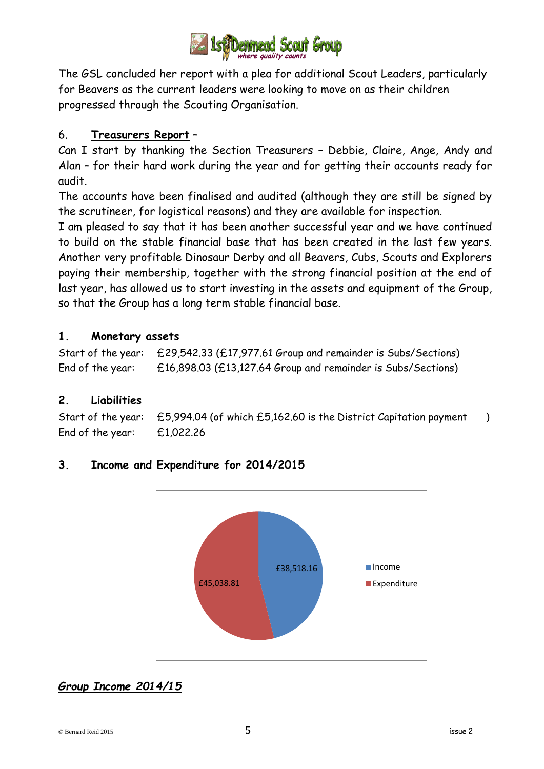The GSL concluded her report with a plea for additional Scout Leaders, particularly for Beavers as the current leaders were looking to move on as their children progressed through the Scouting Organisation.

## 6. Treasurers Report –

Can I start by thanking the Section Treasurers – Debbie, Claire, Ange, Andy and Alan – for their hard work during the year and for getting their accounts ready for audit.

The accounts have been finalised and audited (although they are still be signed by the scrutineer, for logistical reasons) and they are available for inspection.

I am pleased to say that it has been another successful year and we have continued to build on the stable financial base that has been created in the last few years. Another very profitable Dinosaur Derby and all Beavers, Cubs, Scouts and Explorers paying their membership, together with the strong financial position at the end of last year, has allowed us to start investing in the assets and equipment of the Group, so that the Group has a long term stable financial base.

### 1. Monetary assets

Start of the year: £29,542.33 (£17,977.61 Group and remainder is Subs/Sections)
End of the year: £16,898.03 (£13,127.64 Group and remainder is Subs/Sections)

### 2. Liabilities

Start of the year: £5,994.04 (of which £5,162.60 is the District Capitation payment )
End of the year: £1,022.26

### 3. Income and Expenditure for 2014/2015

| | Amount |
|---|---|
| Income | £38,518.16 |
| Expenditure | £45,038.81 |

### *Group Income 2014/15*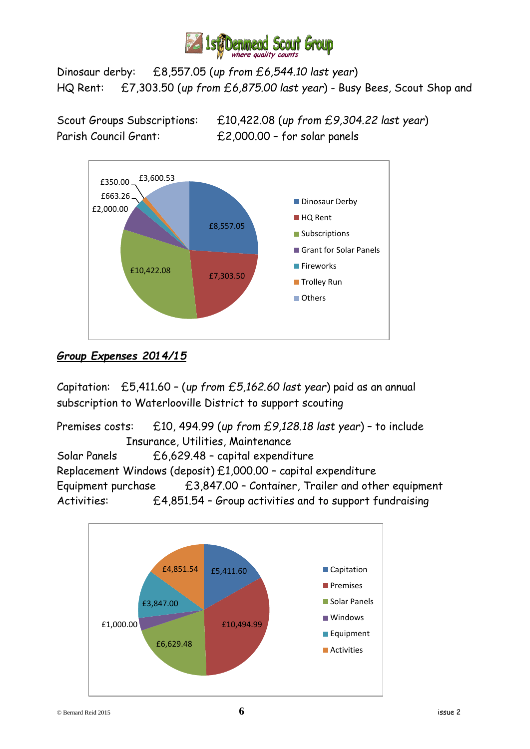Dinosaur derby: £8,557.05 (*up from £6,544.10 last year*)
HQ Rent: £7,303.50 (*up from £6,875.00 last year*) - Busy Bees, Scout Shop and

Scout Groups Subscriptions: £10,422.08 (*up from £9,304.22 last year*)
Parish Council Grant: £2,000.00 – for solar panels

| Income | Amount |
|---|---|
| Dinosaur Derby | £8,557.05 |
| HQ Rent | £7,303.50 |
| Subscriptions | £10,422.08 |
| Grant for Solar Panels | £2,000.00 |
| Fireworks | £663.26 |
| Trolley Run | £350.00 |
| Others | £3,600.53 |

## ***Group Expenses 2014/15***

Capitation: £5,411.60 – (*up from £5,162.60 last year*) paid as an annual subscription to Waterlooville District to support scouting

Premises costs: £10, 494.99 (*up from £9,128.18 last year*) – to include Insurance, Utilities, Maintenance
Solar Panels £6,629.48 – capital expenditure
Replacement Windows (deposit) £1,000.00 – capital expenditure
Equipment purchase £3,847.00 – Container, Trailer and other equipment
Activities: £4,851.54 – Group activities and to support fundraising

| Expense | Amount |
|---|---|
| Capitation | £5,411.60 |
| Premises | £10,494.99 |
| Solar Panels | £6,629.48 |
| Windows | £1,000.00 |
| Equipment | £3,847.00 |
| Activities | £4,851.54 |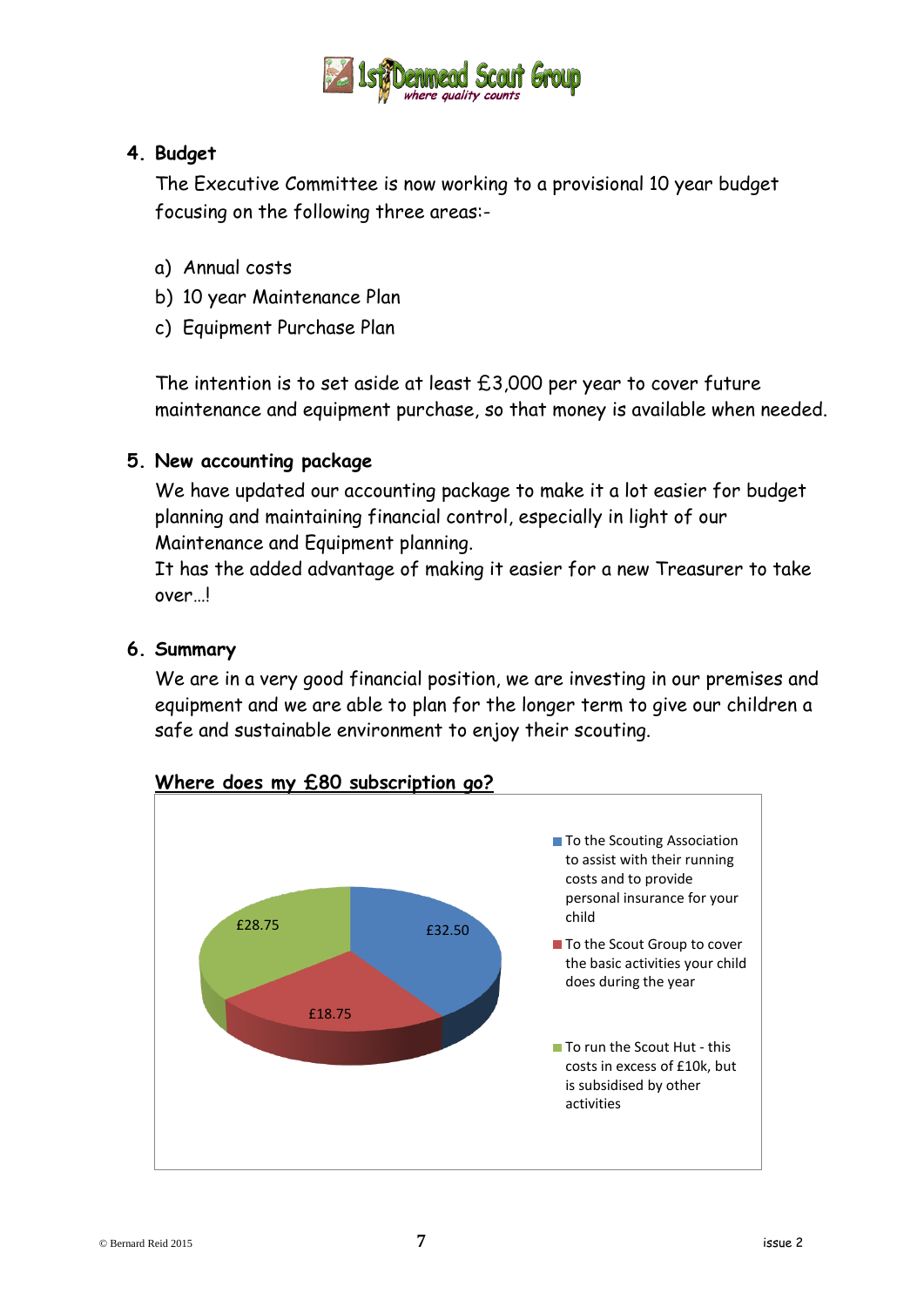## 4. Budget

The Executive Committee is now working to a provisional 10 year budget focusing on the following three areas:-

a) Annual costs
b) 10 year Maintenance Plan
c) Equipment Purchase Plan

The intention is to set aside at least £3,000 per year to cover future maintenance and equipment purchase, so that money is available when needed.

## 5. New accounting package

We have updated our accounting package to make it a lot easier for budget planning and maintaining financial control, especially in light of our Maintenance and Equipment planning.
It has the added advantage of making it easier for a new Treasurer to take over…!

## 6. Summary

We are in a very good financial position, we are investing in our premises and equipment and we are able to plan for the longer term to give our children a safe and sustainable environment to enjoy their scouting.

**Where does my £80 subscription go?**

| Item | Amount |
| --- | --- |
| To the Scouting Association to assist with their running costs and to provide personal insurance for your child | £32.50 |
| To the Scout Group to cover the basic activities your child does during the year | £18.75 |
| To run the Scout Hut - this costs in excess of £10k, but is subsidised by other activities | £28.75 |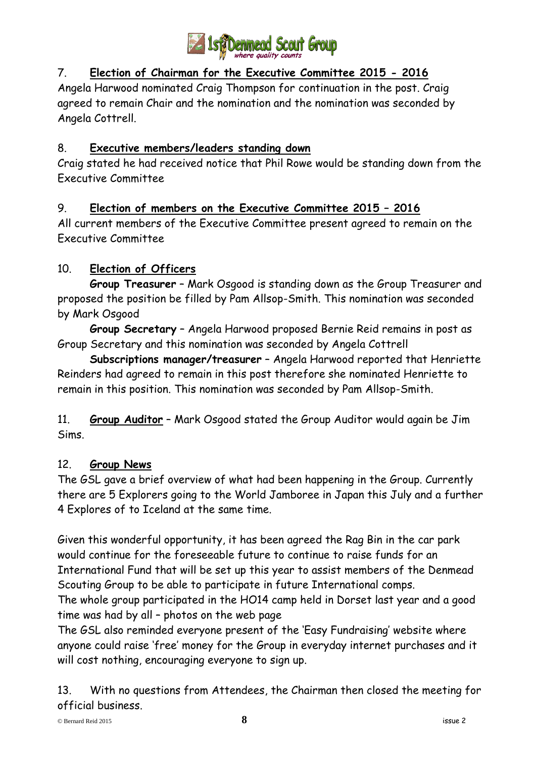7. **Election of Chairman for the Executive Committee 2015 - 2016**

Angela Harwood nominated Craig Thompson for continuation in the post. Craig agreed to remain Chair and the nomination and the nomination was seconded by Angela Cottrell.

8. **Executive members/leaders standing down**

Craig stated he had received notice that Phil Rowe would be standing down from the Executive Committee

9. **Election of members on the Executive Committee 2015 – 2016**

All current members of the Executive Committee present agreed to remain on the Executive Committee

10. **Election of Officers**

**Group Treasurer** – Mark Osgood is standing down as the Group Treasurer and proposed the position be filled by Pam Allsop-Smith. This nomination was seconded by Mark Osgood

**Group Secretary** – Angela Harwood proposed Bernie Reid remains in post as Group Secretary and this nomination was seconded by Angela Cottrell

**Subscriptions manager/treasurer** – Angela Harwood reported that Henriette Reinders had agreed to remain in this post therefore she nominated Henriette to remain in this position. This nomination was seconded by Pam Allsop-Smith.

11. **Group Auditor** – Mark Osgood stated the Group Auditor would again be Jim Sims.

12. **Group News**

The GSL gave a brief overview of what had been happening in the Group. Currently there are 5 Explorers going to the World Jamboree in Japan this July and a further 4 Explores of to Iceland at the same time.

Given this wonderful opportunity, it has been agreed the Rag Bin in the car park would continue for the foreseeable future to continue to raise funds for an International Fund that will be set up this year to assist members of the Denmead Scouting Group to be able to participate in future International comps.
The whole group participated in the HO14 camp held in Dorset last year and a good time was had by all – photos on the web page
The GSL also reminded everyone present of the 'Easy Fundraising' website where anyone could raise 'free' money for the Group in everyday internet purchases and it will cost nothing, encouraging everyone to sign up.

13. With no questions from Attendees, the Chairman then closed the meeting for official business.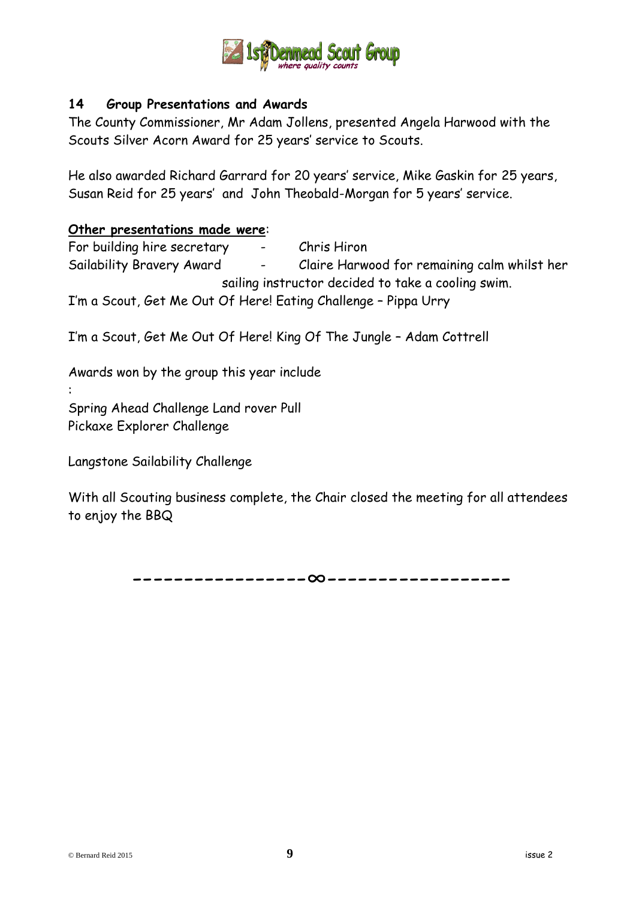## 14 Group Presentations and Awards

The County Commissioner, Mr Adam Jollens, presented Angela Harwood with the Scouts Silver Acorn Award for 25 years' service to Scouts.

He also awarded Richard Garrard for 20 years' service, Mike Gaskin for 25 years, Susan Reid for 25 years' and John Theobald-Morgan for 5 years' service.

**Other presentations made were**:

For building hire secretary - Chris Hiron

Sailability Bravery Award - Claire Harwood for remaining calm whilst her sailing instructor decided to take a cooling swim.

I'm a Scout, Get Me Out Of Here! Eating Challenge – Pippa Urry

I'm a Scout, Get Me Out Of Here! King Of The Jungle – Adam Cottrell

Awards won by the group this year include
:

Spring Ahead Challenge Land rover Pull
Pickaxe Explorer Challenge

Langstone Sailability Challenge

With all Scouting business complete, the Chair closed the meeting for all attendees to enjoy the BBQ

----------------∞-----------------